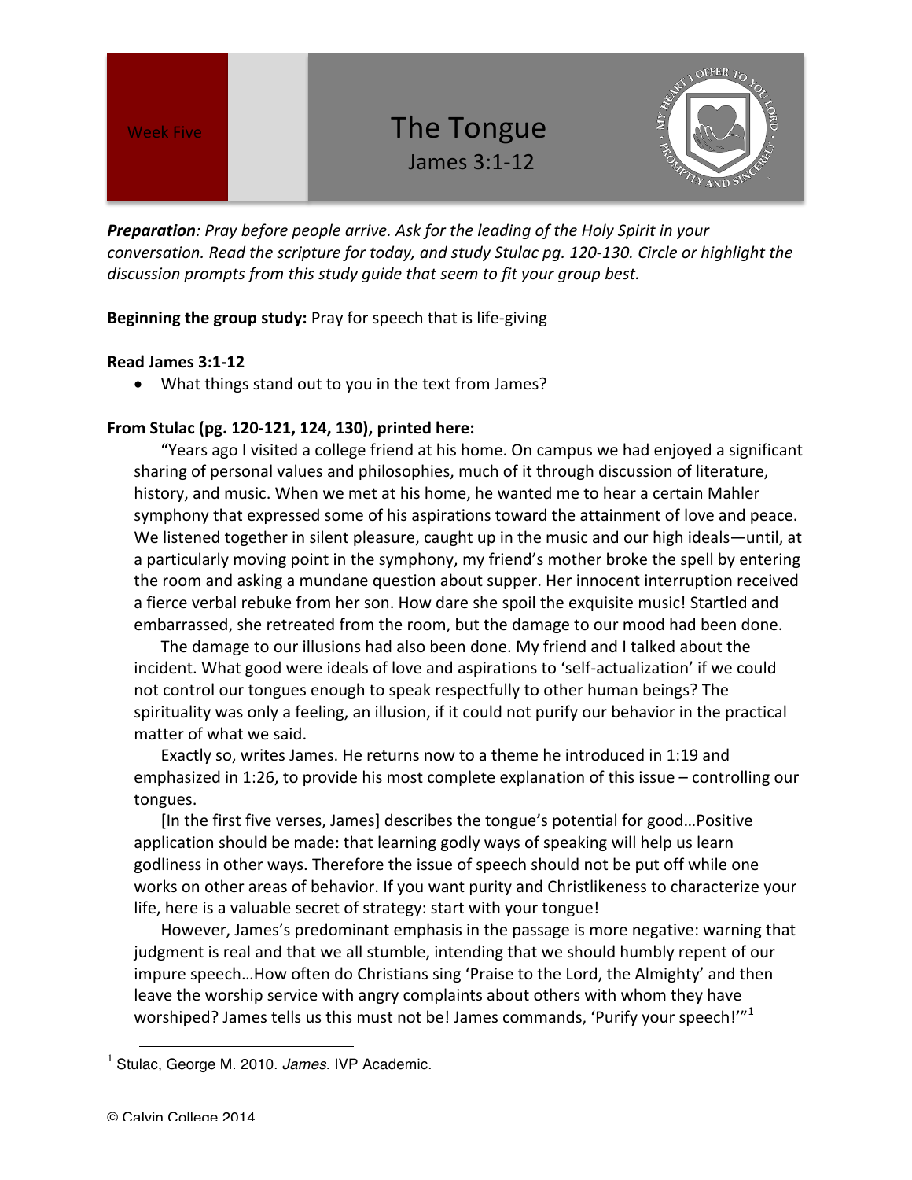Week Five

# The Tongue

## James 3:1-12

***Preparation**: Pray before people arrive. Ask for the leading of the Holy Spirit in your conversation. Read the scripture for today, and study Stulac pg. 120-130. Circle or highlight the discussion prompts from this study guide that seem to fit your group best.*

**Beginning the group study:** Pray for speech that is life-giving

**Read James 3:1-12**

- What things stand out to you in the text from James?

**From Stulac (pg. 120-121, 124, 130), printed here:**

"Years ago I visited a college friend at his home. On campus we had enjoyed a significant sharing of personal values and philosophies, much of it through discussion of literature, history, and music. When we met at his home, he wanted me to hear a certain Mahler symphony that expressed some of his aspirations toward the attainment of love and peace. We listened together in silent pleasure, caught up in the music and our high ideals—until, at a particularly moving point in the symphony, my friend's mother broke the spell by entering the room and asking a mundane question about supper. Her innocent interruption received a fierce verbal rebuke from her son. How dare she spoil the exquisite music! Startled and embarrassed, she retreated from the room, but the damage to our mood had been done.

The damage to our illusions had also been done. My friend and I talked about the incident. What good were ideals of love and aspirations to 'self-actualization' if we could not control our tongues enough to speak respectfully to other human beings? The spirituality was only a feeling, an illusion, if it could not purify our behavior in the practical matter of what we said.

Exactly so, writes James. He returns now to a theme he introduced in 1:19 and emphasized in 1:26, to provide his most complete explanation of this issue – controlling our tongues.

[In the first five verses, James] describes the tongue's potential for good…Positive application should be made: that learning godly ways of speaking will help us learn godliness in other ways. Therefore the issue of speech should not be put off while one works on other areas of behavior. If you want purity and Christlikeness to characterize your life, here is a valuable secret of strategy: start with your tongue!

However, James's predominant emphasis in the passage is more negative: warning that judgment is real and that we all stumble, intending that we should humbly repent of our impure speech…How often do Christians sing 'Praise to the Lord, the Almighty' and then leave the worship service with angry complaints about others with whom they have worshiped? James tells us this must not be! James commands, 'Purify your speech!'"[1]

[1] Stulac, George M. 2010. *James*. IVP Academic.

© Calvin College 2014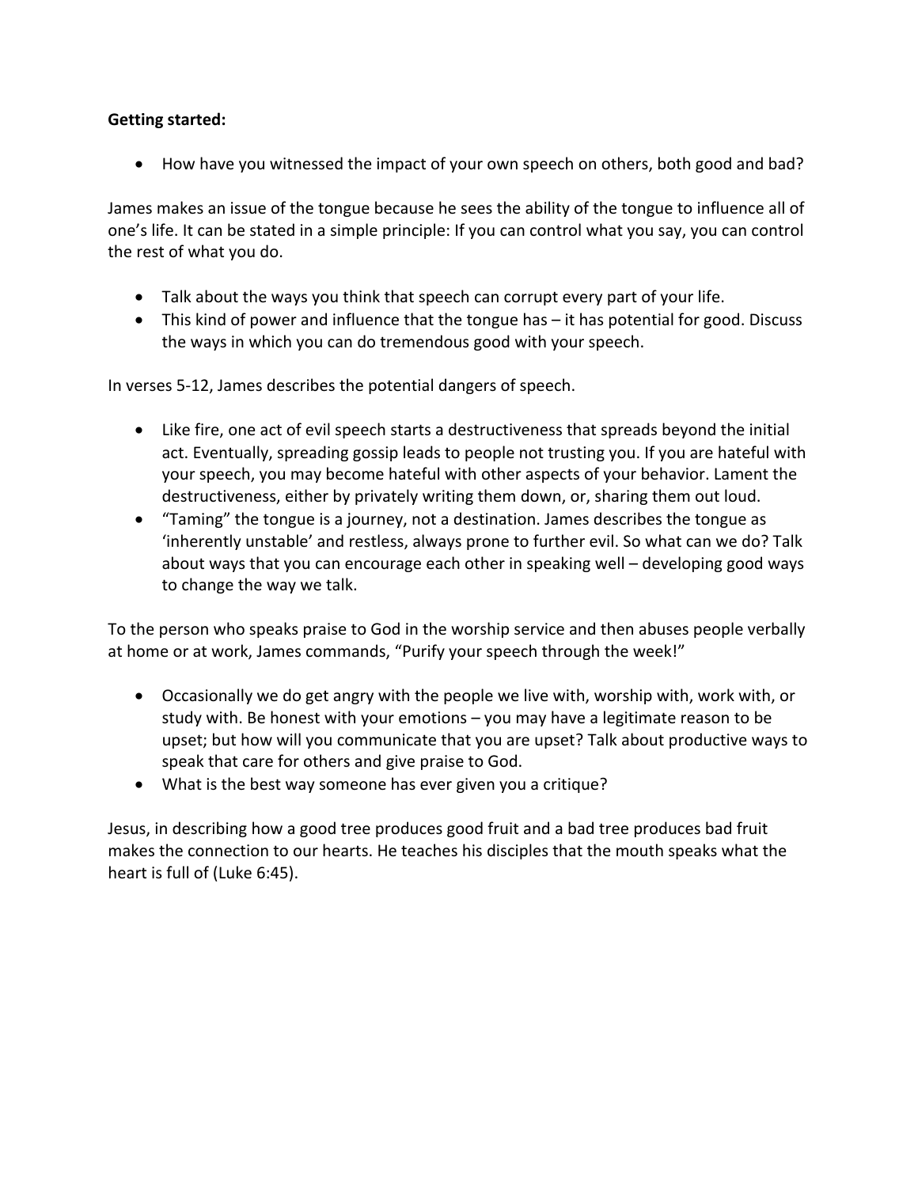**Getting started:**

- How have you witnessed the impact of your own speech on others, both good and bad?

James makes an issue of the tongue because he sees the ability of the tongue to influence all of one's life. It can be stated in a simple principle: If you can control what you say, you can control the rest of what you do.

- Talk about the ways you think that speech can corrupt every part of your life.
- This kind of power and influence that the tongue has – it has potential for good. Discuss the ways in which you can do tremendous good with your speech.

In verses 5-12, James describes the potential dangers of speech.

- Like fire, one act of evil speech starts a destructiveness that spreads beyond the initial act. Eventually, spreading gossip leads to people not trusting you. If you are hateful with your speech, you may become hateful with other aspects of your behavior. Lament the destructiveness, either by privately writing them down, or, sharing them out loud.
- "Taming" the tongue is a journey, not a destination. James describes the tongue as 'inherently unstable' and restless, always prone to further evil. So what can we do? Talk about ways that you can encourage each other in speaking well – developing good ways to change the way we talk.

To the person who speaks praise to God in the worship service and then abuses people verbally at home or at work, James commands, "Purify your speech through the week!"

- Occasionally we do get angry with the people we live with, worship with, work with, or study with. Be honest with your emotions – you may have a legitimate reason to be upset; but how will you communicate that you are upset? Talk about productive ways to speak that care for others and give praise to God.
- What is the best way someone has ever given you a critique?

Jesus, in describing how a good tree produces good fruit and a bad tree produces bad fruit makes the connection to our hearts. He teaches his disciples that the mouth speaks what the heart is full of (Luke 6:45).